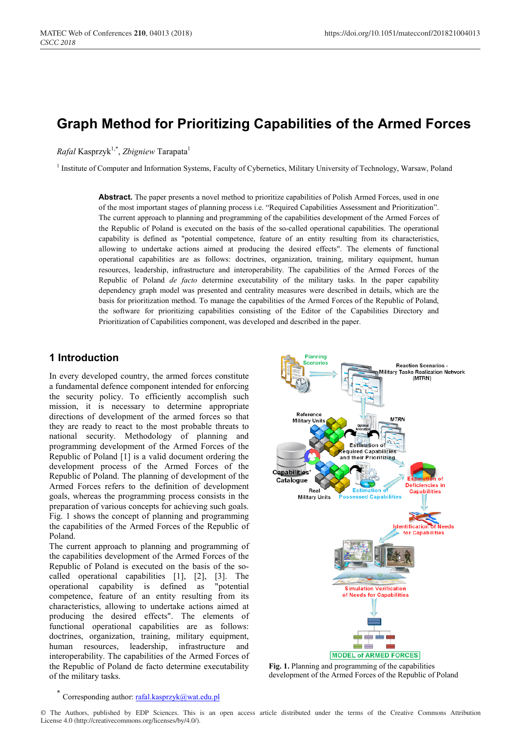# Graph Method for Prioritizing Capabilities of the Armed Forces

*Rafał* Kasprzyk[1,*], *Zbigniew* Tarapata[1]

[1] Institute of Computer and Information Systems, Faculty of Cybernetics, Military University of Technology, Warsaw, Poland

**Abstract.** The paper presents a novel method to prioritize capabilities of Polish Armed Forces, used in one of the most important stages of planning process i.e. "Required Capabilities Assessment and Prioritization". The current approach to planning and programming of the capabilities development of the Armed Forces of the Republic of Poland is executed on the basis of the so-called operational capabilities. The operational capability is defined as "potential competence, feature of an entity resulting from its characteristics, allowing to undertake actions aimed at producing the desired effects". The elements of functional operational capabilities are as follows: doctrines, organization, training, military equipment, human resources, leadership, infrastructure and interoperability. The capabilities of the Armed Forces of the Republic of Poland *de facto* determine executability of the military tasks. In the paper capability dependency graph model was presented and centrality measures were described in details, which are the basis for prioritization method. To manage the capabilities of the Armed Forces of the Republic of Poland, the software for prioritizing capabilities consisting of the Editor of the Capabilities Directory and Prioritization of Capabilities component, was developed and described in the paper.

## 1 Introduction

In every developed country, the armed forces constitute a fundamental defence component intended for enforcing the security policy. To efficiently accomplish such mission, it is necessary to determine appropriate directions of development of the armed forces so that they are ready to react to the most probable threats to national security. Methodology of planning and programming development of the Armed Forces of the Republic of Poland [1] is a valid document ordering the development process of the Armed Forces of the Republic of Poland. The planning of development of the Armed Forces refers to the definition of development goals, whereas the programming process consists in preparation of various concepts for achieving such goals. Fig. 1 shows the concept of planning and programming the capabilities of the Armed Forces of the Republic of Poland.

The current approach to planning and programming of the capabilities development of the Armed Forces of the Republic of Poland is executed on the basis of the so-called operational capabilities [1], [2], [3]. The operational capability is defined as "potential competence, feature of an entity resulting from its characteristics, allowing to undertake actions aimed at producing the desired effects". The elements of functional operational capabilities are as follows: doctrines, organization, training, military equipment, human resources, leadership, infrastructure and interoperability. The capabilities of the Armed Forces of the Republic of Poland de facto determine executability of the military tasks.

Planning Scenarios

Reaction Scenarios - Military Tasks Realization Network (MTRN)

Reference Military Units

MTRN

Optimal Allocation

Estimation of Required Capabilities and their Prioritizing

Capabilities' Catalogue

Real Military Units

Estimation of Possessed Capabilities

Estimation of Deficiencies in Capabilities

Identification of Needs for Capabilities

Simulation Verification of Needs for Capabilities

MODEL of ARMED FORCES

**Fig. 1.** Planning and programming of the capabilities development of the Armed Forces of the Republic of Poland

* Corresponding author: rafal.kasprzyk@wat.edu.pl

© The Authors, published by EDP Sciences. This is an open access article distributed under the terms of the Creative Commons Attribution License 4.0 (http://creativecommons.org/licenses/by/4.0/).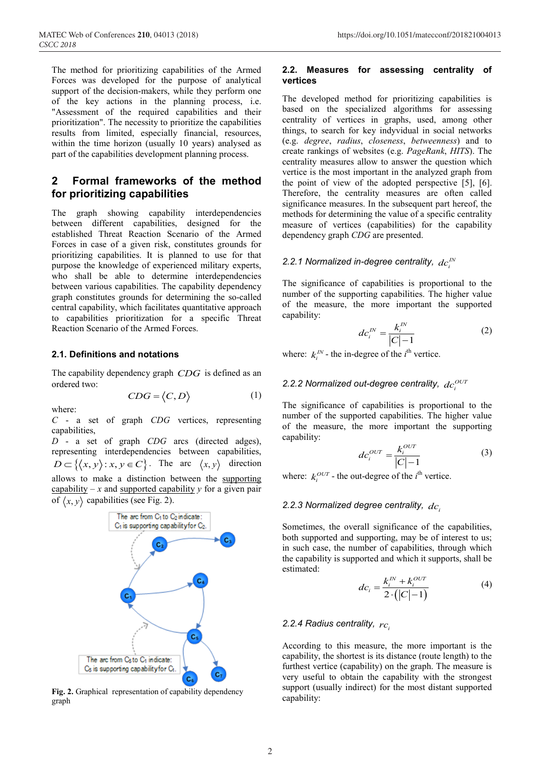The method for prioritizing capabilities of the Armed Forces was developed for the purpose of analytical support of the decision-makers, while they perform one of the key actions in the planning process, i.e. "Assessment of the required capabilities and their prioritization". The necessity to prioritize the capabilities results from limited, especially financial, resources, within the time horizon (usually 10 years) analysed as part of the capabilities development planning process.

# 2 Formal frameworks of the method for prioritizing capabilities

The graph showing capability interdependencies between different capabilities, designed for the established Threat Reaction Scenario of the Armed Forces in case of a given risk, constitutes grounds for prioritizing capabilities. It is planned to use for that purpose the knowledge of experienced military experts, who shall be able to determine interdependencies between various capabilities. The capability dependency graph constitutes grounds for determining the so-called central capability, which facilitates quantitative approach to capabilities prioritization for a specific Threat Reaction Scenario of the Armed Forces.

## 2.1. Definitions and notations

The capability dependency graph $CDG$ is defined as an ordered two:

$$CDG = \langle C, D \rangle \tag{1}$$

where:

$C$ - a set of graph $CDG$ vertices, representing capabilities,

$D$ - a set of graph $CDG$ arcs (directed edges), representing interdependencies between capabilities, $D \subset \{\langle x, y \rangle : x, y \in C\}$. The arc $\langle x, y \rangle$ direction allows to make a distinction between the supporting capability – $x$ and supported capability $y$ for a given pair of $\langle x, y \rangle$ capabilities (see Fig. 2).

The arc from C1 to C2 indicate: C1 is supporting capability for C2.

The arc from C5 to C1 indicate: C5 is supporting capability for C1.

C1 C2 C3 C4 C5 C6 C7

**Fig. 2.** Graphical representation of capability dependency graph

## 2.2. Measures for assessing centrality of vertices

The developed method for prioritizing capabilities is based on the specialized algorithms for assessing centrality of vertices in graphs, used, among other things, to search for key indyvidual in social networks (e.g. *degree*, *radius*, *closeness*, *betweenness*) and to create rankings of websites (e.g. *PageRank*, *HITS*). The centrality measures allow to answer the question which vertice is the most important in the analyzed graph from the point of view of the adopted perspective [5], [6]. Therefore, the centrality measures are often called significance measures. In the subsequent part hereof, the methods for determining the value of a specific centrality measure of vertices (capabilities) for the capability dependency graph *CDG* are presented.

### 2.2.1 Normalized in-degree centrality, $dc_i^{IN}$

The significance of capabilities is proportional to the number of the supporting capabilities. The higher value of the measure, the more important the supported capability:

$$dc_i^{IN} = \frac{k_i^{IN}}{|C|-1} \tag{2}$$

where: $k_i^{IN}$ - the in-degree of the $i^{th}$ vertice.

### 2.2.2 Normalized out-degree centrality, $dc_i^{OUT}$

The significance of capabilities is proportional to the number of the supported capabilities. The higher value of the measure, the more important the supporting capability:

$$dc_i^{OUT} = \frac{k_i^{OUT}}{|C|-1} \tag{3}$$

where: $k_i^{OUT}$ - the out-degree of the $i^{th}$ vertice.

### 2.2.3 Normalized degree centrality, $dc_i$

Sometimes, the overall significance of the capabilities, both supported and supporting, may be of interest to us; in such case, the number of capabilities, through which the capability is supported and which it supports, shall be estimated:

$$dc_i = \frac{k_i^{IN} + k_i^{OUT}}{2 \cdot (|C|-1)} \tag{4}$$

### 2.2.4 Radius centrality, $rc_i$

According to this measure, the more important is the capability, the shortest is its distance (route length) to the furthest vertice (capability) on the graph. The measure is very useful to obtain the capability with the strongest support (usually indirect) for the most distant supported capability: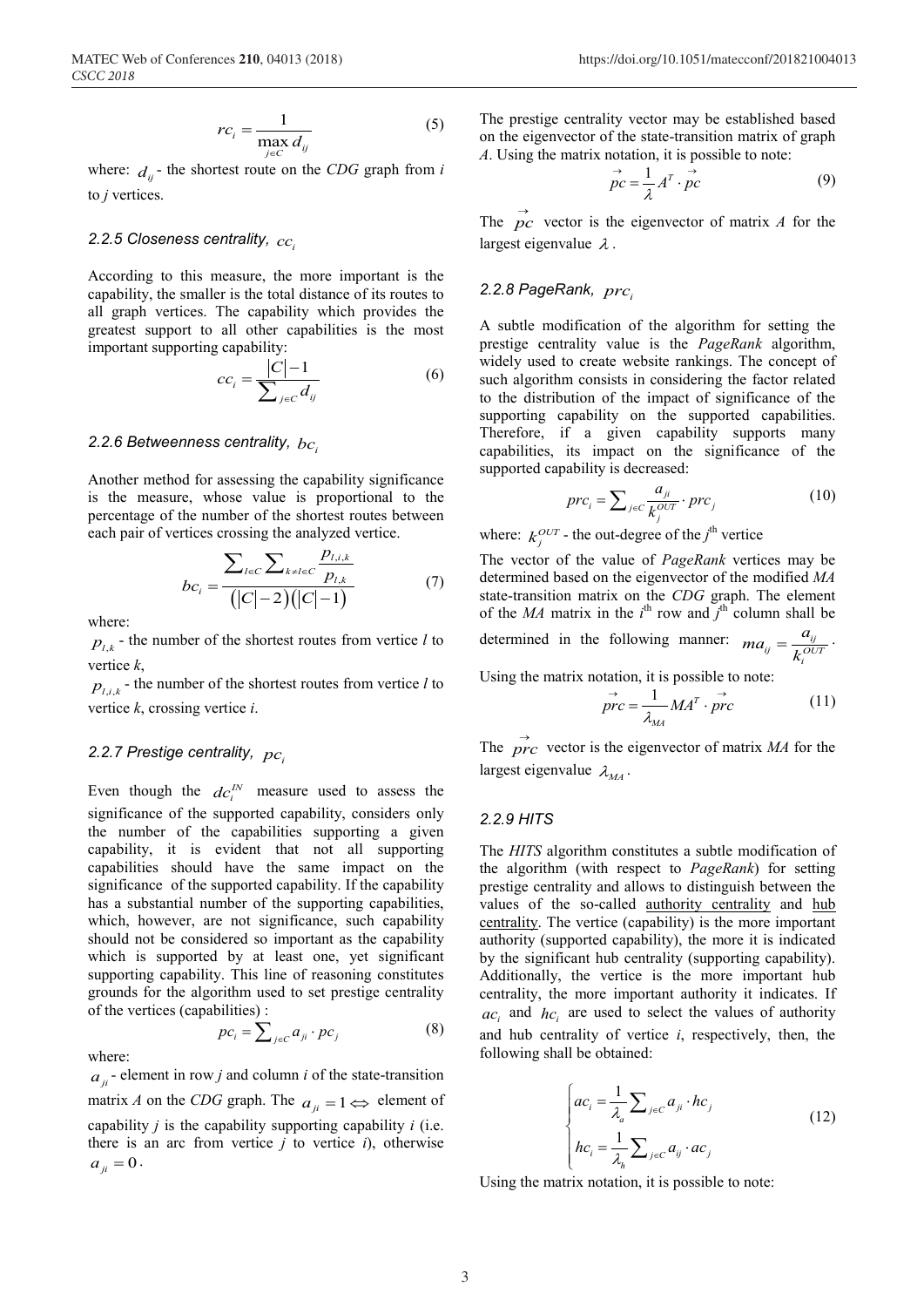$$rc_i = \frac{1}{\max_{j \in C} d_{ij}} \tag{5}$$

where: $d_{ij}$ - the shortest route on the *CDG* graph from *i* to *j* vertices.

### 2.2.5 Closeness centrality, $cc_i$

According to this measure, the more important is the capability, the smaller is the total distance of its routes to all graph vertices. The capability which provides the greatest support to all other capabilities is the most important supporting capability:

$$cc_i = \frac{|C|-1}{\sum_{j \in C} d_{ij}} \tag{6}$$

### 2.2.6 Betweenness centrality, $bc_i$

Another method for assessing the capability significance is the measure, whose value is proportional to the percentage of the number of the shortest routes between each pair of vertices crossing the analyzed vertice.

$$bc_i = \frac{\sum_{l \in C} \sum_{k \neq l \in C} \frac{p_{l,i,k}}{p_{l,k}}}{(|C|-2)(|C|-1)} \tag{7}$$

where:

$p_{l,k}$ - the number of the shortest routes from vertice *l* to vertice *k*,

$p_{l,i,k}$ - the number of the shortest routes from vertice *l* to vertice *k*, crossing vertice *i*.

### 2.2.7 Prestige centrality, $pc_i$

Even though the $dc_i^{IN}$ measure used to assess the significance of the supported capability, considers only the number of the capabilities supporting a given capability, it is evident that not all supporting capabilities should have the same impact on the significance of the supported capability. If the capability has a substantial number of the supporting capabilities, which, however, are not significance, such capability should not be considered so important as the capability which is supported by at least one, yet significant supporting capability. This line of reasoning constitutes grounds for the algorithm used to set prestige centrality of the vertices (capabilities) :

$$pc_i = \sum_{j \in C} a_{ji} \cdot pc_j \tag{8}$$

where:

$a_{ji}$ - element in row *j* and column *i* of the state-transition matrix *A* on the *CDG* graph. The $a_{ji} = 1 \Leftrightarrow$ element of capability *j* is the capability supporting capability *i* (i.e. there is an arc from vertice *j* to vertice *i*), otherwise $a_{ji} = 0$.

The prestige centrality vector may be established based on the eigenvector of the state-transition matrix of graph *A*. Using the matrix notation, it is possible to note:

$$\vec{pc} = \frac{1}{\lambda} A^T \cdot \vec{pc} \tag{9}$$

The $\vec{pc}$ vector is the eigenvector of matrix *A* for the largest eigenvalue $\lambda$.

### 2.2.8 PageRank, $prc_i$

A subtle modification of the algorithm for setting the prestige centrality value is the *PageRank* algorithm, widely used to create website rankings. The concept of such algorithm consists in considering the factor related to the distribution of the impact of significance of the supporting capability on the supported capabilities. Therefore, if a given capability supports many capabilities, its impact on the significance of the supported capability is decreased:

$$prc_i = \sum_{j \in C} \frac{a_{ji}}{k_j^{OUT}} \cdot prc_j \tag{10}$$

where: $k_j^{OUT}$ - the out-degree of the $j^{th}$ vertice

The vector of the value of *PageRank* vertices may be determined based on the eigenvector of the modified *MA* state-transition matrix on the *CDG* graph. The element of the *MA* matrix in the $i^{th}$ row and $j^{th}$ column shall be determined in the following manner: $ma_{ij} = \frac{a_{ij}}{k_i^{OUT}}$.

Using the matrix notation, it is possible to note:

$$\vec{prc} = \frac{1}{\lambda_{MA}} MA^T \cdot \vec{prc} \tag{11}$$

The $\vec{prc}$ vector is the eigenvector of matrix *MA* for the largest eigenvalue $\lambda_{MA}$.

### 2.2.9 HITS

The *HITS* algorithm constitutes a subtle modification of the algorithm (with respect to *PageRank*) for setting prestige centrality and allows to distinguish between the values of the so-called authority centrality and hub centrality. The vertice (capability) is the more important authority (supported capability), the more it is indicated by the significant hub centrality (supporting capability). Additionally, the vertice is the more important hub centrality, the more important authority it indicates. If $ac_i$ and $hc_i$ are used to select the values of authority and hub centrality of vertice *i*, respectively, then, the following shall be obtained:

$$\begin{cases} ac_i = \frac{1}{\lambda_a} \sum_{j \in C} a_{ji} \cdot hc_j \\ hc_i = \frac{1}{\lambda_h} \sum_{j \in C} a_{ij} \cdot ac_j \end{cases} \tag{12}$$

Using the matrix notation, it is possible to note: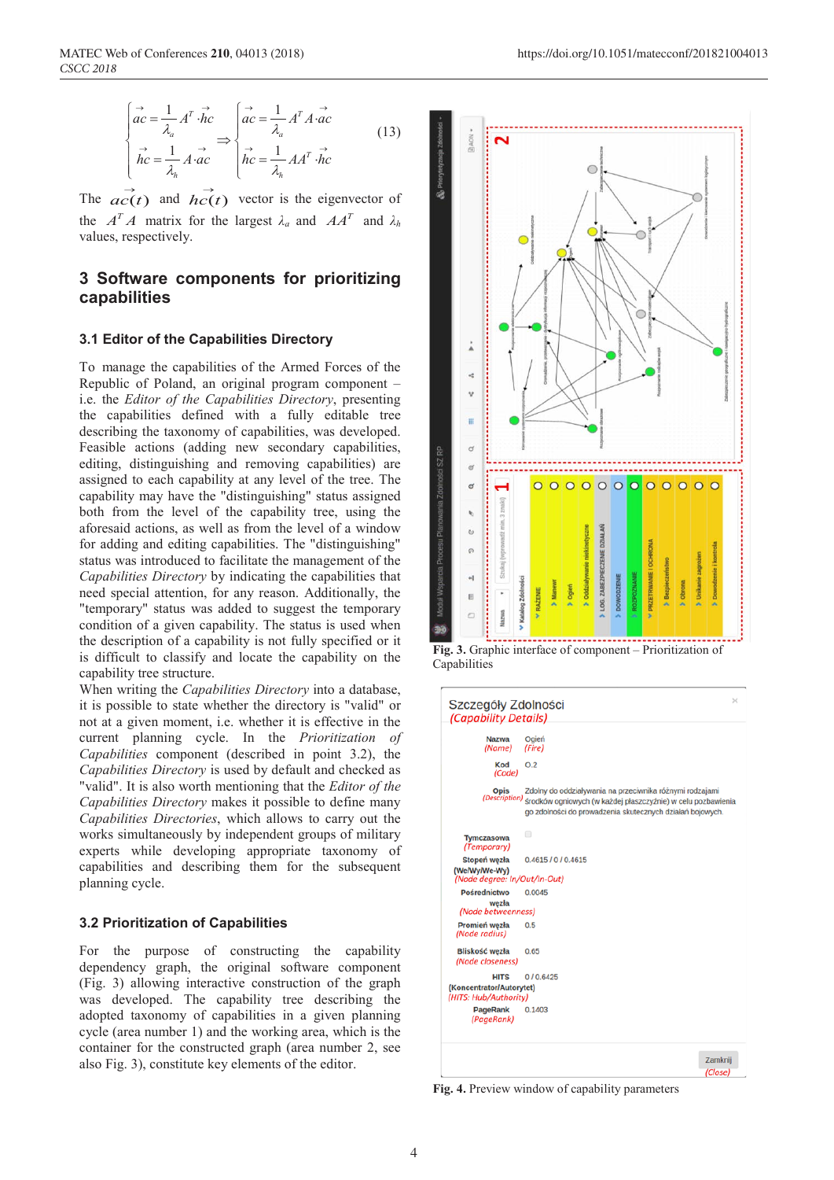$$\left\{\begin{array}{l}\vec{ac} = \frac{1}{\lambda_a} A^T \cdot \vec{hc} \\ \vec{hc} = \frac{1}{\lambda_h} A \cdot \vec{ac}\end{array}\right. \Rightarrow \left\{\begin{array}{l}\vec{ac} = \frac{1}{\lambda_a} A^T A \cdot \vec{ac} \\ \vec{hc} = \frac{1}{\lambda_h} AA^T \cdot \vec{hc}\end{array}\right. \quad (13)$$

The $\vec{ac}(t)$ and $\vec{hc}(t)$ vector is the eigenvector of the $A^T A$ matrix for the largest $\lambda_a$ and $AA^T$ and $\lambda_h$ values, respectively.

## 3 Software components for prioritizing capabilities

### 3.1 Editor of the Capabilities Directory

To manage the capabilities of the Armed Forces of the Republic of Poland, an original program component – i.e. the *Editor of the Capabilities Directory*, presenting the capabilities defined with a fully editable tree describing the taxonomy of capabilities, was developed. Feasible actions (adding new secondary capabilities, editing, distinguishing and removing capabilities) are assigned to each capability at any level of the tree. The capability may have the "distinguishing" status assigned both from the level of the capability tree, using the aforesaid actions, as well as from the level of a window for adding and editing capabilities. The "distinguishing" status was introduced to facilitate the management of the *Capabilities Directory* by indicating the capabilities that need special attention, for any reason. Additionally, the "temporary" status was added to suggest the temporary condition of a given capability. The status is used when the description of a capability is not fully specified or it is difficult to classify and locate the capability on the capability tree structure.
When writing the *Capabilities Directory* into a database, it is possible to state whether the directory is "valid" or not at a given moment, i.e. whether it is effective in the current planning cycle. In the *Prioritization of Capabilities* component (described in point 3.2), the *Capabilities Directory* is used by default and checked as "valid". It is also worth mentioning that the *Editor of the Capabilities Directory* makes it possible to define many *Capabilities Directories*, which allows to carry out the works simultaneously by independent groups of military experts while developing appropriate taxonomy of capabilities and describing them for the subsequent planning cycle.

### 3.2 Prioritization of Capabilities

For the purpose of constructing the capability dependency graph, the original software component (Fig. 3) allowing interactive construction of the graph was developed. The capability tree describing the adopted taxonomy of capabilities in a given planning cycle (area number 1) and the working area, which is the container for the constructed graph (area number 2, see also Fig. 3), constitute key elements of the editor.

**Fig. 3.** Graphic interface of component – Prioritization of Capabilities

Szczegóły Zdolności
(Capability Details)
Nazwa (Name) Ogień (Fire)
Kod (Code) O.2
Opis (Description) Zdolny do oddziaływania na przeciwnika różnymi rodzajami środków ogniowych (w każdej płaszczyźnie) w celu pozbawienia go zdolności do prowadzenia skutecznych działań bojowych.
Tymczasowa (Temporary)
Stopień węzła (We/Wy/We-Wy) (Node degree: In/Out/In-Out) 0.4615 / 0 / 0.4615
Pośrednictwo węzła (Node betweenness) 0.0045
Promień węzła (Node radius) 0.5
Bliskość węzła (Node closeness) 0.65
HITS (Koncentrator/Autorytet) (HITS: Hub/Authority) 0 / 0.6425
PageRank (PageRank) 0.1403
Zamknij (Close)

**Fig. 4.** Preview window of capability parameters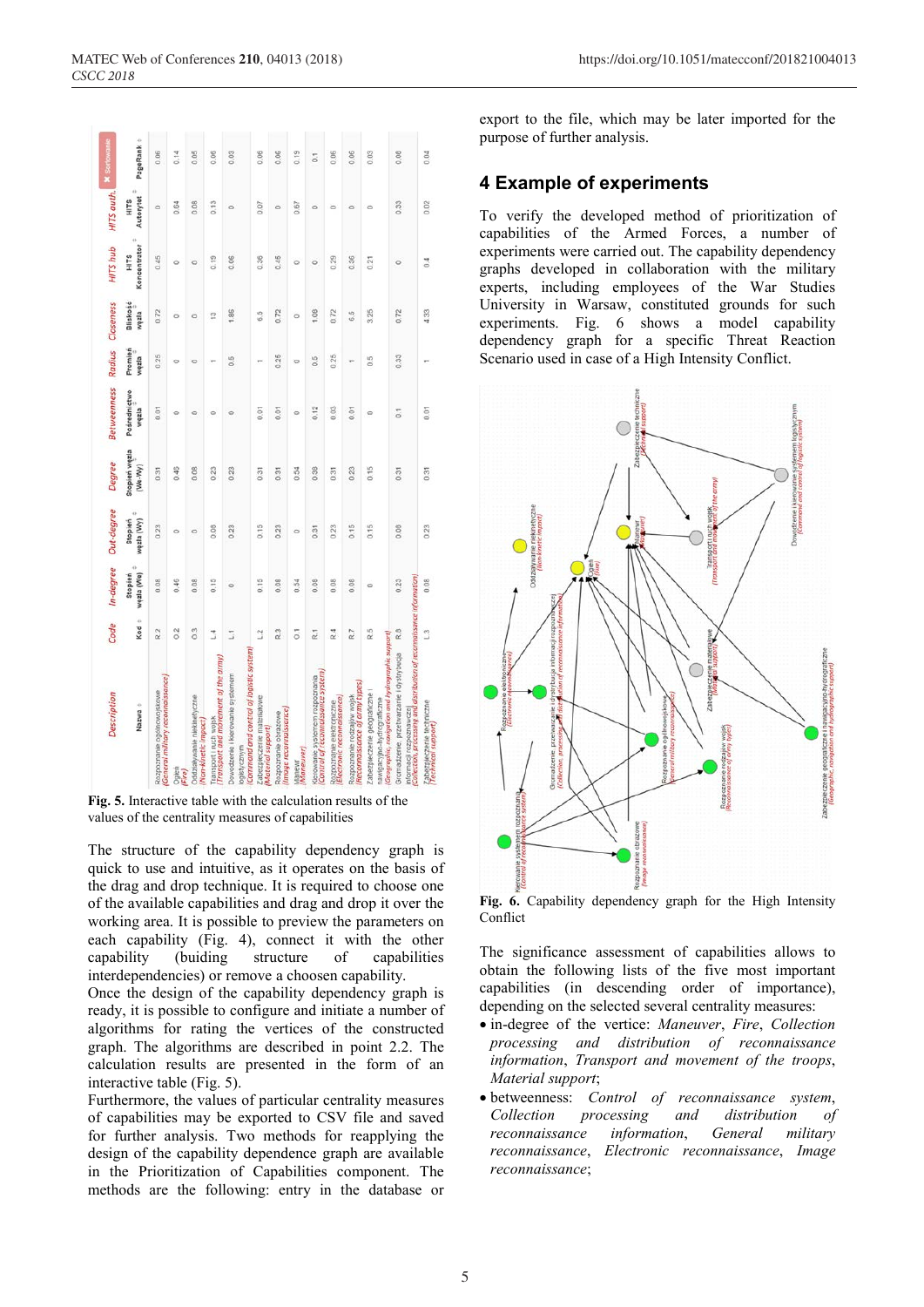| Description Nazwa | Code Kod | In-degree Stopień węzła (We) | Out-degree Stopień węzła (Wy) | Degree Stopień węzła (We-Wy) | Betweenness Pośrednictwo węzła | Radius Promień węzła | Closeness Bliskość węzła | HITS hub HITS Koncentrator | HITS auth. HITS Autorytet | PageRank |
|---|---|---|---|---|---|---|---|---|---|---|
| Rozpoznanie ogólnowojskowe (*General military reconnaissance*) | R.2 | 0.08 | 0.23 | 0.31 | 0.01 | 0.25 | 0.72 | 0.45 | 0 | 0.06 |
| Ogień (*Fire*) | O.2 | 0.46 | 0 | 0.46 | 0 | 0 | 0 | 0 | 0.04 | 0.14 |
| Oddziaływanie niekinetyczne (*Non-kinetic impact*) | O.3 | 0.08 | 0 | 0.08 | 0 | 0 | 0 | 0 | 0.08 | 0.05 |
| Transport i ruch wojsk (*Transport and movement of the army*) | L.4 | 0.15 | 0.08 | 0.23 | 0 | 1 | 13 | 0.19 | 0.13 | 0.06 |
| Dowodzenie i kierowanie systemem logistycznym (*Command and control of logistic system*) | L.1 | 0 | 0.23 | 0.23 | 0 | 0.5 | 1.86 | 0.06 | 0 | 0.03 |
| Zabezpieczenie materiałowe (*Material support*) | L.2 | 0.15 | 0.15 | 0.31 | 0.01 | 1 | 6.5 | 0.36 | 0.07 | 0.06 |
| Rozpoznanie obrazowe (*Image reconnaissance*) | R.3 | 0.08 | 0.23 | 0.31 | 0.01 | 0.25 | 0.72 | 0.45 | 0 | 0.06 |
| Manewr (*Maneuver*) | O.1 | 0.54 | 0 | 0.54 | 0 | 0 | 0 | 0 | 0.67 | 0.15 |
| Kierowanie systemem rozpoznania (*Control of reconnaissance system*) | R.1 | 0.08 | 0.31 | 0.38 | 0.12 | 0.5 | 1.09 | 0 | 0 | 0.1 |
| Rozpoznanie elektroniczne (*Electronic reconnaissance*) | R.4 | 0.08 | 0.23 | 0.31 | 0.03 | 0.25 | 0.72 | 0.29 | 0 | 0.06 |
| Rozpoznanie rodzajów wojsk (*Reconnaissance of army types*) | R.7 | 0.08 | 0.15 | 0.23 | 0.01 | 1 | 6.5 | 0.36 | 0 | 0.06 |
| Zabezpieczenie geograficzne i nawigacyjno-hydrograficzne (*Geographic, navigation and hydrographic support*) | R.5 | 0 | 0.15 | 0.15 | 0 | 0.5 | 3.25 | 0.21 | 0 | 0.03 |
| Gromadzenie, przetwarzanie i dystrybucja informacji rozpoznawczej (*Collection, processing and distribution of reconnaissance information*) | R.6 | 0.23 | 0.08 | 0.31 | 0.1 | 0.33 | 0.72 | 0 | 0.33 | 0.06 |
| Zabezpieczenie techniczne (*Technical support*) | L.3 | 0.08 | 0.23 | 0.31 | 0.01 | 1 | 4.33 | 0.4 | 0.02 | 0.04 |

**Fig. 5.** Interactive table with the calculation results of the values of the centrality measures of capabilities

The structure of the capability dependency graph is quick to use and intuitive, as it operates on the basis of the drag and drop technique. It is required to choose one of the available capabilities and drag and drop it over the working area. It is possible to preview the parameters on each capability (Fig. 4), connect it with the other capability (buiding structure of capabilities interdependencies) or remove a choosen capability.

Once the design of the capability dependency graph is ready, it is possible to configure and initiate a number of algorithms for rating the vertices of the constructed graph. The algorithms are described in point 2.2. The calculation results are presented in the form of an interactive table (Fig. 5).

Furthermore, the values of particular centrality measures of capabilities may be exported to CSV file and saved for further analysis. Two methods for reapplying the design of the capability dependence graph are available in the Prioritization of Capabilities component. The methods are the following: entry in the database or export to the file, which may be later imported for the purpose of further analysis.

## 4 Example of experiments

To verify the developed method of prioritization of capabilities of the Armed Forces, a number of experiments were carried out. The capability dependency graphs developed in collaboration with the military experts, including employees of the War Studies University in Warsaw, constituted grounds for such experiments. Fig. 6 shows a model capability dependency graph for a specific Threat Reaction Scenario used in case of a High Intensity Conflict.

Zabezpieczenie techniczne (*Technical support*)
Dowodzenie i kierowanie systemem logistycznym (*Command and control of logistic system*)
Oddziaływanie niekinetyczne (*Non-kinetic impact*)
Manewr (*Maneuver*)
Transport i ruch wojsk (*Transport and movement of the army*)
Ogień (*Fire*)
Gromadzenie, przetwarzanie i dystrybucja informacji rozpoznawczej (*Collection, processing and distribution of reconnaissance information*)
Zabezpieczenie materiałowe (*Material support*)
Rozpoznanie elektroniczne (*Electronic reconnaissance*)
Rozpoznanie ogólnowojskowe (*General military reconnaissance*)
Rozpoznanie rodzajów wojsk (*Reconnaissance of army types*)
Zabezpieczenie geograficzne i nawigacyjno-hydrograficzne (*Geographic, navigation and hydrographic support*)
Kierowanie systemem rozpoznania (*Control of reconnaissance system*)
Rozpoznanie obrazowe (*Image reconnaissance*)

**Fig. 6.** Capability dependency graph for the High Intensity Conflict

The significance assessment of capabilities allows to obtain the following lists of the five most important capabilities (in descending order of importance), depending on the selected several centrality measures:

- in-degree of the vertice: *Maneuver*, *Fire*, *Collection processing and distribution of reconnaissance information*, *Transport and movement of the troops*, *Material support*;
- betweenness: *Control of reconnaissance system*, *Collection processing and distribution of reconnaissance information*, *General military reconnaissance*, *Electronic reconnaissance*, *Image reconnaissance*;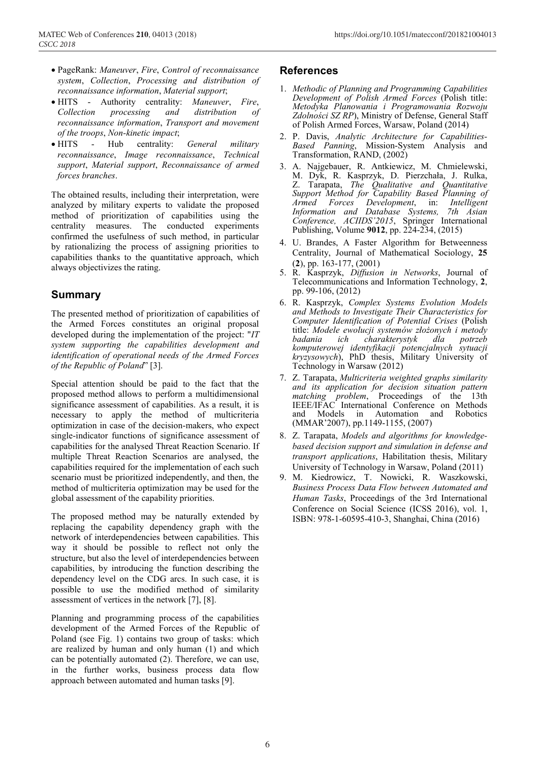- PageRank: *Maneuver*, *Fire*, *Control of reconnaissance system*, *Collection*, *Processing and distribution of reconnaissance information*, *Material support*;
- HITS - Authority centrality: *Maneuver*, *Fire*, *Collection processing and distribution of reconnaissance information*, *Transport and movement of the troops*, *Non-kinetic impact*;
- HITS - Hub centrality: *General military reconnaissance*, *Image reconnaissance*, *Technical support*, *Material support*, *Reconnaissance of armed forces branches*.

The obtained results, including their interpretation, were analyzed by military experts to validate the proposed method of prioritization of capabilities using the centrality measures. The conducted experiments confirmed the usefulness of such method, in particular by rationalizing the process of assigning priorities to capabilities thanks to the quantitative approach, which always objectivizes the rating.

## Summary

The presented method of prioritization of capabilities of the Armed Forces constitutes an original proposal developed during the implementation of the project: "*IT system supporting the capabilities development and identification of operational needs of the Armed Forces of the Republic of Poland*" [3].

Special attention should be paid to the fact that the proposed method allows to perform a multidimensional significance assessment of capabilities. As a result, it is necessary to apply the method of multicriteria optimization in case of the decision-makers, who expect single-indicator functions of significance assessment of capabilities for the analysed Threat Reaction Scenario. If multiple Threat Reaction Scenarios are analysed, the capabilities required for the implementation of each such scenario must be prioritized independently, and then, the method of multicriteria optimization may be used for the global assessment of the capability priorities.

The proposed method may be naturally extended by replacing the capability dependency graph with the network of interdependencies between capabilities. This way it should be possible to reflect not only the structure, but also the level of interdependencies between capabilities, by introducing the function describing the dependency level on the CDG arcs. In such case, it is possible to use the modified method of similarity assessment of vertices in the network [7], [8].

Planning and programming process of the capabilities development of the Armed Forces of the Republic of Poland (see Fig. 1) contains two group of tasks: which are realized by human and only human (1) and which can be potentially automated (2). Therefore, we can use, in the further works, business process data flow approach between automated and human tasks [9].

## References

1. *Methodic of Planning and Programming Capabilities Development of Polish Armed Forces* (Polish title: *Metodyka Planowania i Programowania Rozwoju Zdolności SZ RP*), Ministry of Defense, General Staff of Polish Armed Forces, Warsaw, Poland (2014)
2. P. Davis, *Analytic Architecture for Capabilities-Based Panning*, Mission-System Analysis and Transformation, RAND, (2002)
3. A. Najgebauer, R. Antkiewicz, M. Chmielewski, M. Dyk, R. Kasprzyk, D. Pierzchała, J. Rulka, Z. Tarapata, *The Qualitative and Quantitative Support Method for Capability Based Planning of Armed Forces Development*, in: *Intelligent Information and Database Systems, 7th Asian Conference, ACIIDS'2015*, Springer International Publishing, Volume **9012**, pp. 224-234, (2015)
4. U. Brandes, A Faster Algorithm for Betweenness Centrality, Journal of Mathematical Sociology, **25** (**2**), pp. 163-177, (2001)
5. R. Kasprzyk, *Diffusion in Networks*, Journal of Telecommunications and Information Technology, **2**, pp. 99-106, (2012)
6. R. Kasprzyk, *Complex Systems Evolution Models and Methods to Investigate Their Characteristics for Computer Identification of Potential Crises* (Polish title: *Modele ewolucji systemów złożonych i metody badania ich charakterystyk dla potrzeb komputerowej identyfikacji potencjalnych sytuacji kryzysowych*), PhD thesis, Military University of Technology in Warsaw (2012)
7. Z. Tarapata, *Multicriteria weighted graphs similarity and its application for decision situation pattern matching problem*, Proceedings of the 13th IEEE/IFAC International Conference on Methods and Models in Automation and Robotics (MMAR'2007), pp.1149-1155, (2007)
8. Z. Tarapata, *Models and algorithms for knowledge-based decision support and simulation in defense and transport applications*, Habilitation thesis, Military University of Technology in Warsaw, Poland (2011)
9. M. Kiedrowicz, T. Nowicki, R. Waszkowski, *Business Process Data Flow between Automated and Human Tasks*, Proceedings of the 3rd International Conference on Social Science (ICSS 2016), vol. 1, ISBN: 978-1-60595-410-3, Shanghai, China (2016)